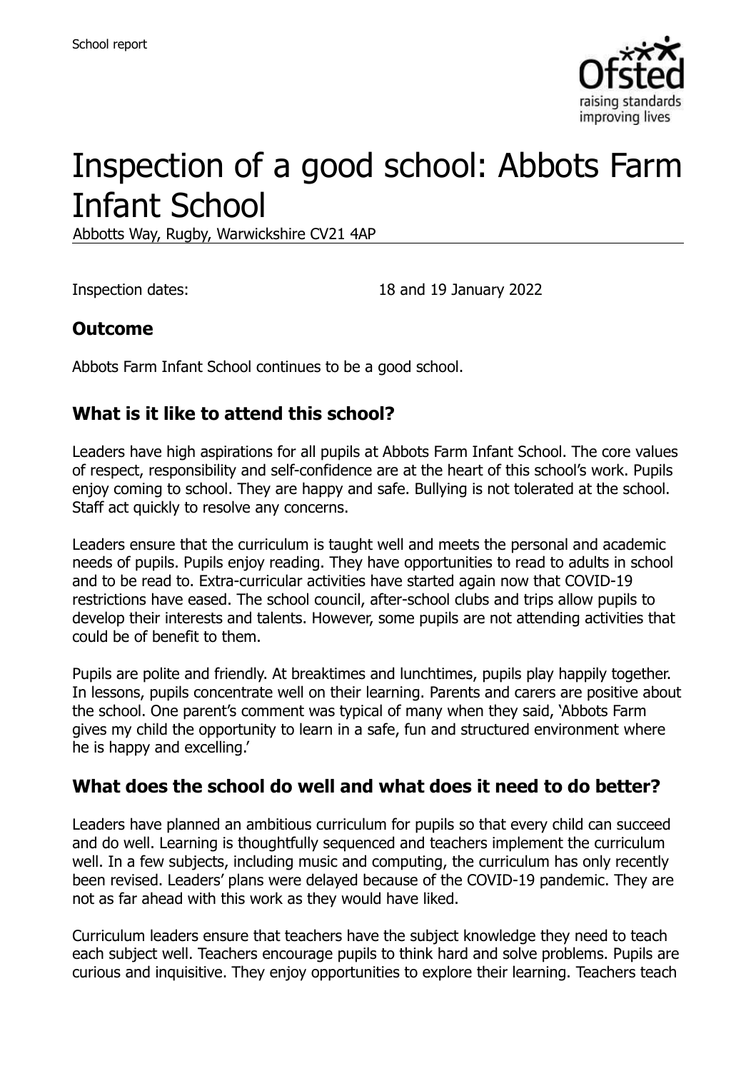School report

# Inspection of a good school: Abbots Farm Infant School

Abbotts Way, Rugby, Warwickshire CV21 4AP

Inspection dates: 18 and 19 January 2022

## Outcome

Abbots Farm Infant School continues to be a good school.

## What is it like to attend this school?

Leaders have high aspirations for all pupils at Abbots Farm Infant School. The core values of respect, responsibility and self-confidence are at the heart of this school's work. Pupils enjoy coming to school. They are happy and safe. Bullying is not tolerated at the school. Staff act quickly to resolve any concerns.

Leaders ensure that the curriculum is taught well and meets the personal and academic needs of pupils. Pupils enjoy reading. They have opportunities to read to adults in school and to be read to. Extra-curricular activities have started again now that COVID-19 restrictions have eased. The school council, after-school clubs and trips allow pupils to develop their interests and talents. However, some pupils are not attending activities that could be of benefit to them.

Pupils are polite and friendly. At breaktimes and lunchtimes, pupils play happily together. In lessons, pupils concentrate well on their learning. Parents and carers are positive about the school. One parent's comment was typical of many when they said, 'Abbots Farm gives my child the opportunity to learn in a safe, fun and structured environment where he is happy and excelling.'

## What does the school do well and what does it need to do better?

Leaders have planned an ambitious curriculum for pupils so that every child can succeed and do well. Learning is thoughtfully sequenced and teachers implement the curriculum well. In a few subjects, including music and computing, the curriculum has only recently been revised. Leaders' plans were delayed because of the COVID-19 pandemic. They are not as far ahead with this work as they would have liked.

Curriculum leaders ensure that teachers have the subject knowledge they need to teach each subject well. Teachers encourage pupils to think hard and solve problems. Pupils are curious and inquisitive. They enjoy opportunities to explore their learning. Teachers teach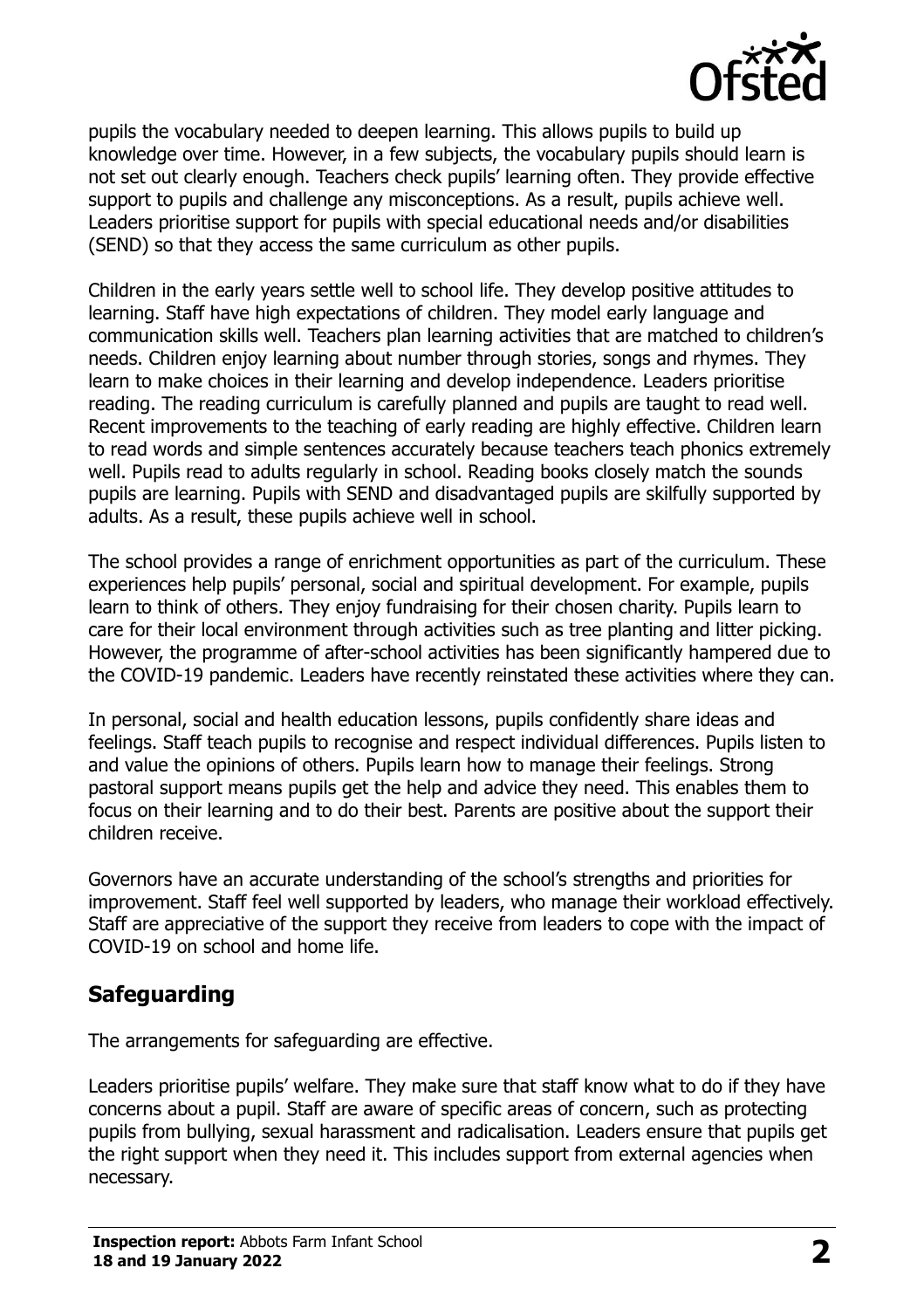pupils the vocabulary needed to deepen learning. This allows pupils to build up knowledge over time. However, in a few subjects, the vocabulary pupils should learn is not set out clearly enough. Teachers check pupils' learning often. They provide effective support to pupils and challenge any misconceptions. As a result, pupils achieve well. Leaders prioritise support for pupils with special educational needs and/or disabilities (SEND) so that they access the same curriculum as other pupils.

Children in the early years settle well to school life. They develop positive attitudes to learning. Staff have high expectations of children. They model early language and communication skills well. Teachers plan learning activities that are matched to children's needs. Children enjoy learning about number through stories, songs and rhymes. They learn to make choices in their learning and develop independence. Leaders prioritise reading. The reading curriculum is carefully planned and pupils are taught to read well. Recent improvements to the teaching of early reading are highly effective. Children learn to read words and simple sentences accurately because teachers teach phonics extremely well. Pupils read to adults regularly in school. Reading books closely match the sounds pupils are learning. Pupils with SEND and disadvantaged pupils are skilfully supported by adults. As a result, these pupils achieve well in school.

The school provides a range of enrichment opportunities as part of the curriculum. These experiences help pupils' personal, social and spiritual development. For example, pupils learn to think of others. They enjoy fundraising for their chosen charity. Pupils learn to care for their local environment through activities such as tree planting and litter picking. However, the programme of after-school activities has been significantly hampered due to the COVID-19 pandemic. Leaders have recently reinstated these activities where they can.

In personal, social and health education lessons, pupils confidently share ideas and feelings. Staff teach pupils to recognise and respect individual differences. Pupils listen to and value the opinions of others. Pupils learn how to manage their feelings. Strong pastoral support means pupils get the help and advice they need. This enables them to focus on their learning and to do their best. Parents are positive about the support their children receive.

Governors have an accurate understanding of the school's strengths and priorities for improvement. Staff feel well supported by leaders, who manage their workload effectively. Staff are appreciative of the support they receive from leaders to cope with the impact of COVID-19 on school and home life.

## Safeguarding

The arrangements for safeguarding are effective.

Leaders prioritise pupils' welfare. They make sure that staff know what to do if they have concerns about a pupil. Staff are aware of specific areas of concern, such as protecting pupils from bullying, sexual harassment and radicalisation. Leaders ensure that pupils get the right support when they need it. This includes support from external agencies when necessary.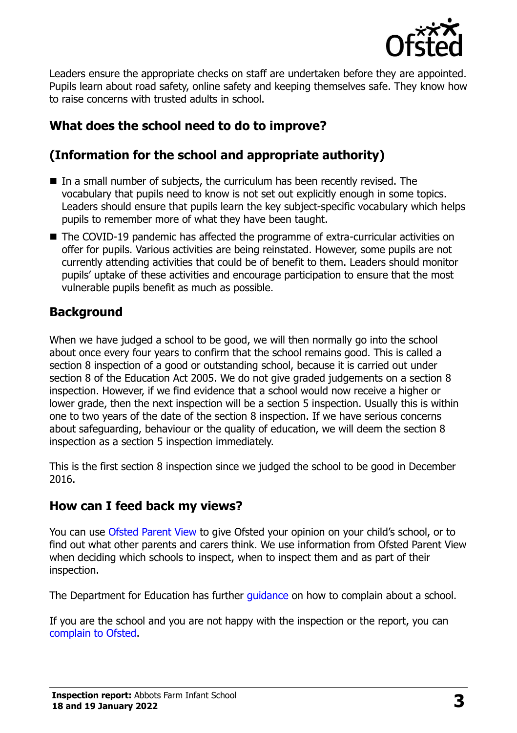Leaders ensure the appropriate checks on staff are undertaken before they are appointed. Pupils learn about road safety, online safety and keeping themselves safe. They know how to raise concerns with trusted adults in school.

## What does the school need to do to improve?

## (Information for the school and appropriate authority)

- In a small number of subjects, the curriculum has been recently revised. The vocabulary that pupils need to know is not set out explicitly enough in some topics. Leaders should ensure that pupils learn the key subject-specific vocabulary which helps pupils to remember more of what they have been taught.
- The COVID-19 pandemic has affected the programme of extra-curricular activities on offer for pupils. Various activities are being reinstated. However, some pupils are not currently attending activities that could be of benefit to them. Leaders should monitor pupils' uptake of these activities and encourage participation to ensure that the most vulnerable pupils benefit as much as possible.

## Background

When we have judged a school to be good, we will then normally go into the school about once every four years to confirm that the school remains good. This is called a section 8 inspection of a good or outstanding school, because it is carried out under section 8 of the Education Act 2005. We do not give graded judgements on a section 8 inspection. However, if we find evidence that a school would now receive a higher or lower grade, then the next inspection will be a section 5 inspection. Usually this is within one to two years of the date of the section 8 inspection. If we have serious concerns about safeguarding, behaviour or the quality of education, we will deem the section 8 inspection as a section 5 inspection immediately.

This is the first section 8 inspection since we judged the school to be good in December 2016.

## How can I feed back my views?

You can use Ofsted Parent View to give Ofsted your opinion on your child's school, or to find out what other parents and carers think. We use information from Ofsted Parent View when deciding which schools to inspect, when to inspect them and as part of their inspection.

The Department for Education has further guidance on how to complain about a school.

If you are the school and you are not happy with the inspection or the report, you can complain to Ofsted.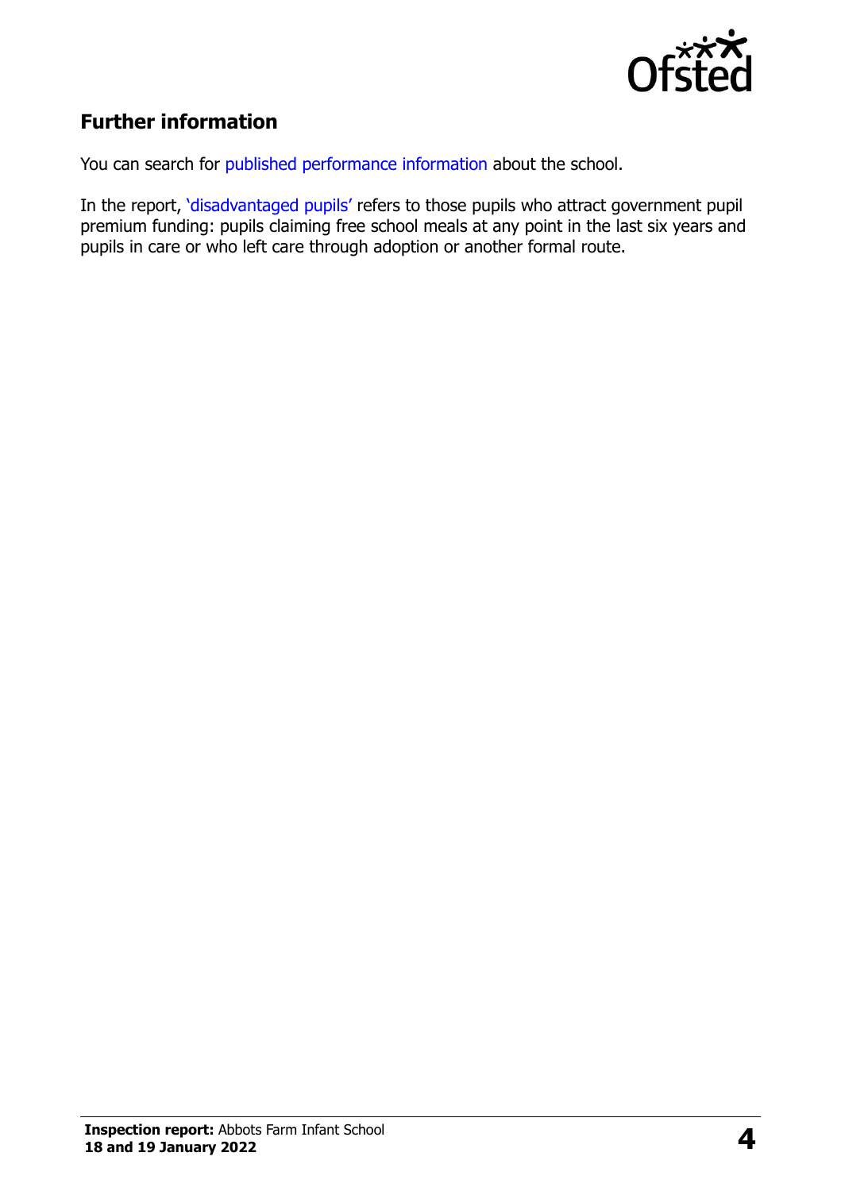## Further information

You can search for published performance information about the school.

In the report, 'disadvantaged pupils' refers to those pupils who attract government pupil premium funding: pupils claiming free school meals at any point in the last six years and pupils in care or who left care through adoption or another formal route.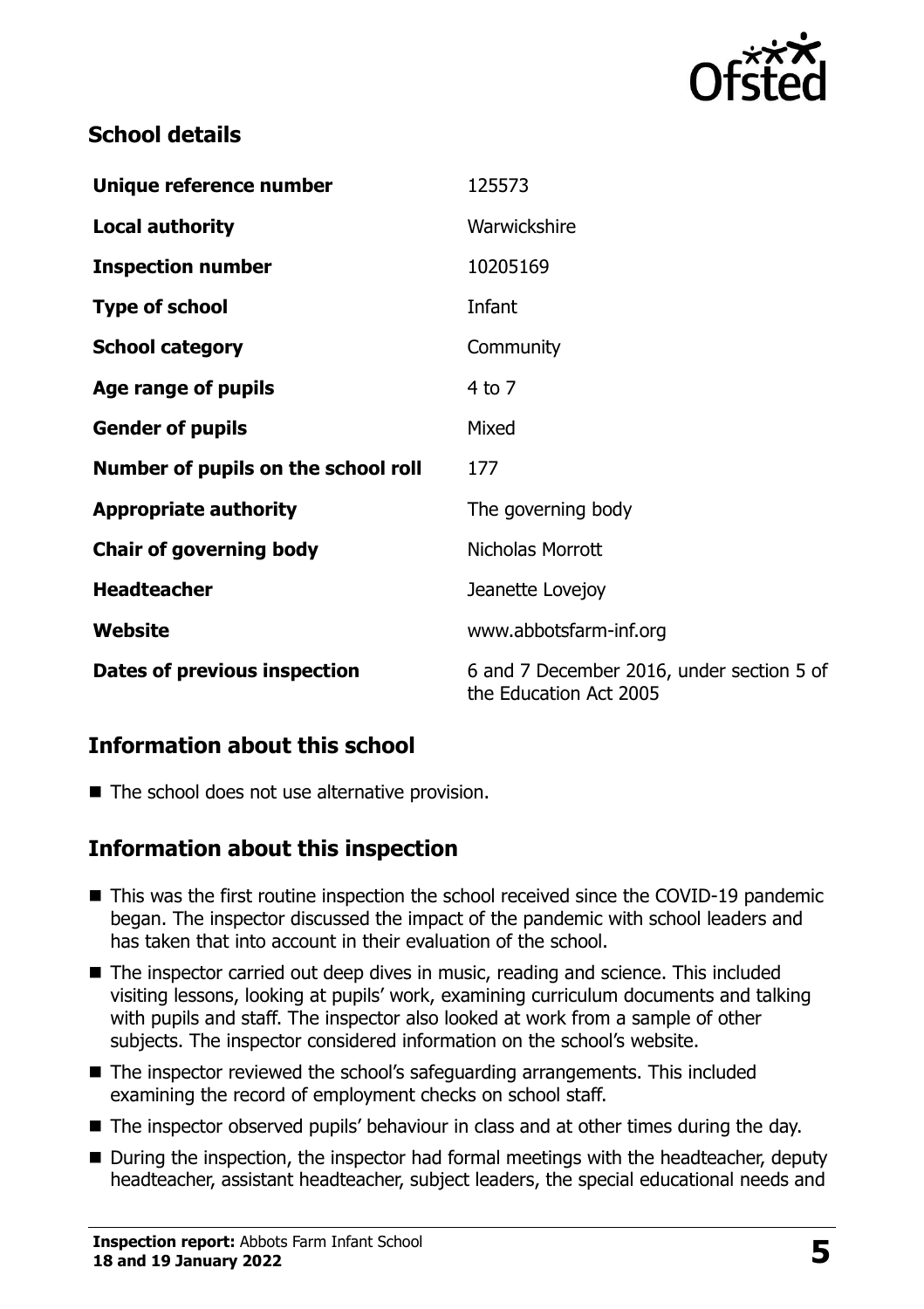## School details

| | |
|---|---|
| **Unique reference number** | 125573 |
| **Local authority** | Warwickshire |
| **Inspection number** | 10205169 |
| **Type of school** | Infant |
| **School category** | Community |
| **Age range of pupils** | 4 to 7 |
| **Gender of pupils** | Mixed |
| **Number of pupils on the school roll** | 177 |
| **Appropriate authority** | The governing body |
| **Chair of governing body** | Nicholas Morrott |
| **Headteacher** | Jeanette Lovejoy |
| **Website** | www.abbotsfarm-inf.org |
| **Dates of previous inspection** | 6 and 7 December 2016, under section 5 of the Education Act 2005 |

## Information about this school

- The school does not use alternative provision.

## Information about this inspection

- This was the first routine inspection the school received since the COVID-19 pandemic began. The inspector discussed the impact of the pandemic with school leaders and has taken that into account in their evaluation of the school.
- The inspector carried out deep dives in music, reading and science. This included visiting lessons, looking at pupils' work, examining curriculum documents and talking with pupils and staff. The inspector also looked at work from a sample of other subjects. The inspector considered information on the school's website.
- The inspector reviewed the school's safeguarding arrangements. This included examining the record of employment checks on school staff.
- The inspector observed pupils' behaviour in class and at other times during the day.
- During the inspection, the inspector had formal meetings with the headteacher, deputy headteacher, assistant headteacher, subject leaders, the special educational needs and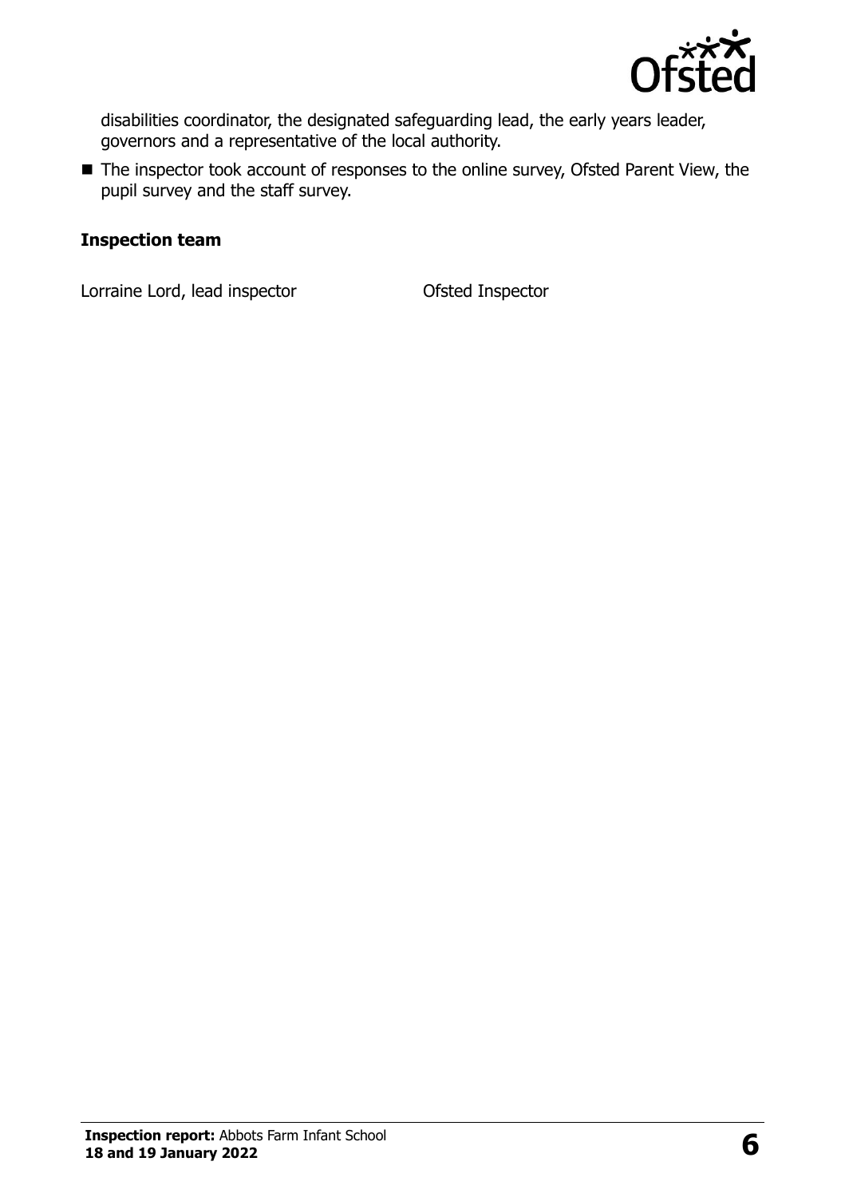disabilities coordinator, the designated safeguarding lead, the early years leader, governors and a representative of the local authority.

- The inspector took account of responses to the online survey, Ofsted Parent View, the pupil survey and the staff survey.

### Inspection team

| | |
|---|---|
| Lorraine Lord, lead inspector | Ofsted Inspector |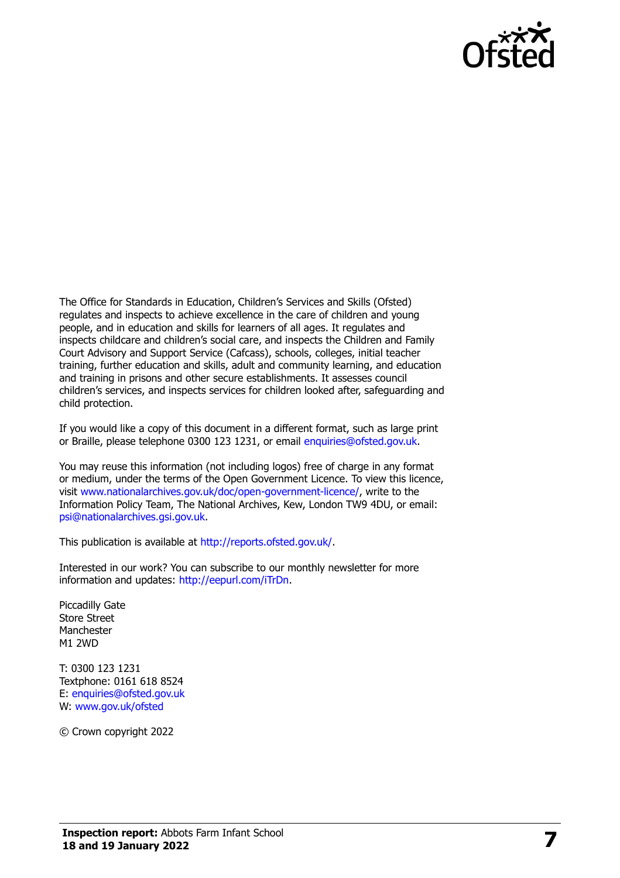The Office for Standards in Education, Children's Services and Skills (Ofsted) regulates and inspects to achieve excellence in the care of children and young people, and in education and skills for learners of all ages. It regulates and inspects childcare and children's social care, and inspects the Children and Family Court Advisory and Support Service (Cafcass), schools, colleges, initial teacher training, further education and skills, adult and community learning, and education and training in prisons and other secure establishments. It assesses council children's services, and inspects services for children looked after, safeguarding and child protection.

If you would like a copy of this document in a different format, such as large print or Braille, please telephone 0300 123 1231, or email enquiries@ofsted.gov.uk.

You may reuse this information (not including logos) free of charge in any format or medium, under the terms of the Open Government Licence. To view this licence, visit www.nationalarchives.gov.uk/doc/open-government-licence/, write to the Information Policy Team, The National Archives, Kew, London TW9 4DU, or email: psi@nationalarchives.gsi.gov.uk.

This publication is available at http://reports.ofsted.gov.uk/.

Interested in our work? You can subscribe to our monthly newsletter for more information and updates: http://eepurl.com/iTrDn.

Piccadilly Gate
Store Street
Manchester
M1 2WD

T: 0300 123 1231
Textphone: 0161 618 8524
E: enquiries@ofsted.gov.uk
W: www.gov.uk/ofsted

© Crown copyright 2022